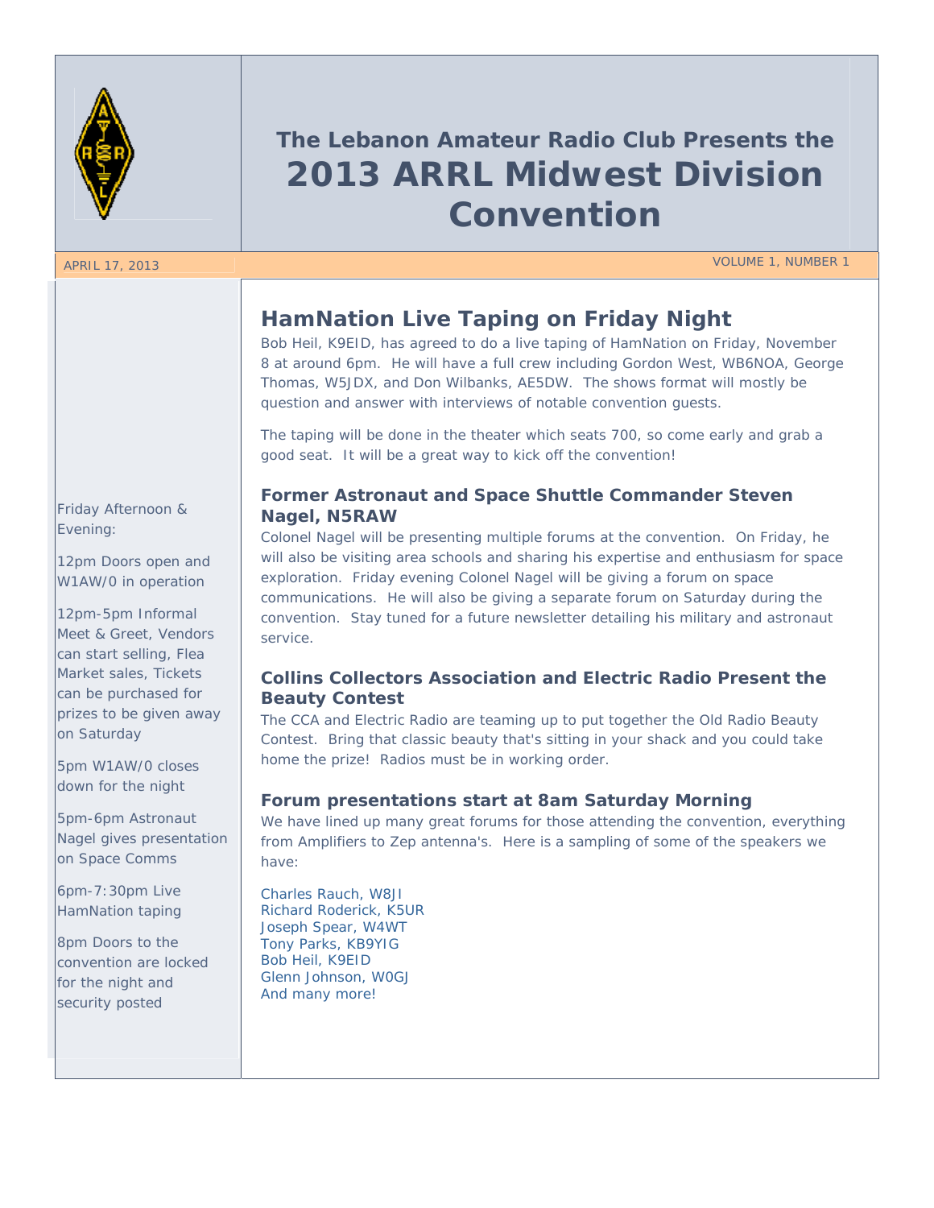# The Lebanon Amateur Radio Club Presents the 2013 ARRL Midwest Division Convention

APRIL 17, 2013

VOLUME 1, NUMBER 1

## HamNation Live Taping on Friday Night

Bob Heil, K9EID, has agreed to do a live taping of HamNation on Friday, November 8 at around 6pm. He will have a full crew including Gordon West, WB6NOA, George Thomas, W5JDX, and Don Wilbanks, AE5DW. The shows format will mostly be question and answer with interviews of notable convention guests.

The taping will be done in the theater which seats 700, so come early and grab a good seat. It will be a great way to kick off the convention!

### Former Astronaut and Space Shuttle Commander Steven Nagel, N5RAW

Colonel Nagel will be presenting multiple forums at the convention. On Friday, he will also be visiting area schools and sharing his expertise and enthusiasm for space exploration. Friday evening Colonel Nagel will be giving a forum on space communications. He will also be giving a separate forum on Saturday during the convention. Stay tuned for a future newsletter detailing his military and astronaut service.

### Collins Collectors Association and Electric Radio Present the Beauty Contest

The CCA and Electric Radio are teaming up to put together the Old Radio Beauty Contest. Bring that classic beauty that's sitting in your shack and you could take home the prize! Radios must be in working order.

### Forum presentations start at 8am Saturday Morning

We have lined up many great forums for those attending the convention, everything from Amplifiers to Zep antenna's. Here is a sampling of some of the speakers we have:

Charles Rauch, W8JI
Richard Roderick, K5UR
Joseph Spear, W4WT
Tony Parks, KB9YIG
Bob Heil, K9EID
Glenn Johnson, W0GJ
And many more!

---

Friday Afternoon & Evening:

12pm Doors open and W1AW/0 in operation

12pm-5pm Informal Meet & Greet, Vendors can start selling, Flea Market sales, Tickets can be purchased for prizes to be given away on Saturday

5pm W1AW/0 closes down for the night

5pm-6pm Astronaut Nagel gives presentation on Space Comms

6pm-7:30pm Live HamNation taping

8pm Doors to the convention are locked for the night and security posted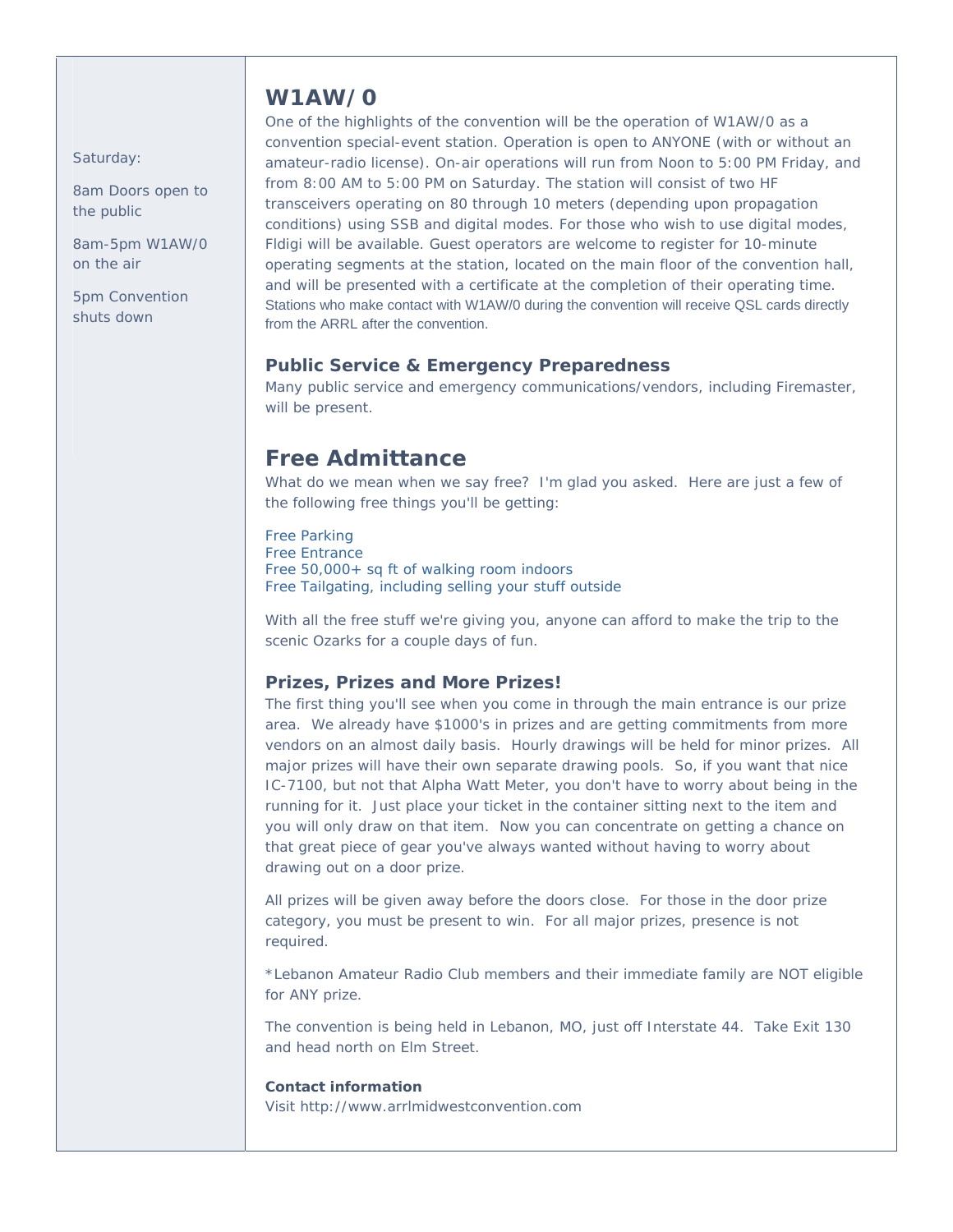Saturday:

8am Doors open to the public

8am-5pm W1AW/0 on the air

5pm Convention shuts down

## W1AW/0

One of the highlights of the convention will be the operation of W1AW/0 as a convention special-event station. Operation is open to ANYONE (with or without an amateur-radio license). On-air operations will run from Noon to 5:00 PM Friday, and from 8:00 AM to 5:00 PM on Saturday. The station will consist of two HF transceivers operating on 80 through 10 meters (depending upon propagation conditions) using SSB and digital modes. For those who wish to use digital modes, Fldigi will be available. Guest operators are welcome to register for 10-minute operating segments at the station, located on the main floor of the convention hall, and will be presented with a certificate at the completion of their operating time. Stations who make contact with W1AW/0 during the convention will receive QSL cards directly from the ARRL after the convention.

### Public Service & Emergency Preparedness

Many public service and emergency communications/vendors, including Firemaster, will be present.

## Free Admittance

What do we mean when we say free? I'm glad you asked. Here are just a few of the following free things you'll be getting:

Free Parking
Free Entrance
Free 50,000+ sq ft of walking room indoors
Free Tailgating, including selling your stuff outside

With all the free stuff we're giving you, anyone can afford to make the trip to the scenic Ozarks for a couple days of fun.

### Prizes, Prizes and More Prizes!

The first thing you'll see when you come in through the main entrance is our prize area. We already have $1000's in prizes and are getting commitments from more vendors on an almost daily basis. Hourly drawings will be held for minor prizes. All major prizes will have their own separate drawing pools. So, if you want that nice IC-7100, but not that Alpha Watt Meter, you don't have to worry about being in the running for it. Just place your ticket in the container sitting next to the item and you will only draw on that item. Now you can concentrate on getting a chance on that great piece of gear you've always wanted without having to worry about drawing out on a door prize.

All prizes will be given away before the doors close. For those in the door prize category, you must be present to win. For all major prizes, presence is not required.

*Lebanon Amateur Radio Club members and their immediate family are NOT eligible for ANY prize.

The convention is being held in Lebanon, MO, just off Interstate 44. Take Exit 130 and head north on Elm Street.

**Contact information**
Visit http://www.arrlmidwestconvention.com